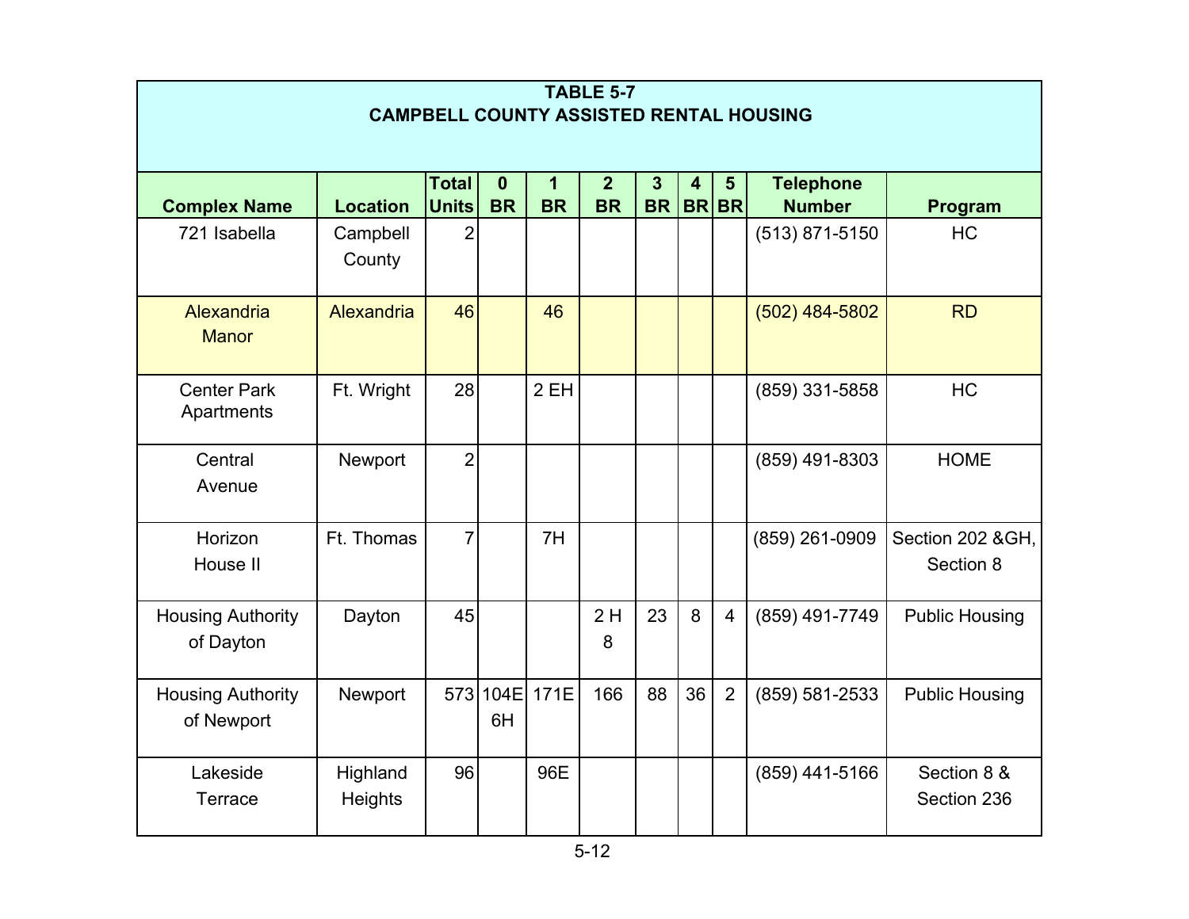| TABLE 5-7<br>CAMPBELL COUNTY ASSISTED RENTAL HOUSING | | | | | | | | | | |
|---|---|---|---|---|---|---|---|---|---|---|
| **Complex Name** | **Location** | **Total Units** | **0 BR** | **1 BR** | **2 BR** | **3 BR** | **4 BR** | **5 BR** | **Telephone Number** | **Program** |
| 721 Isabella | Campbell County | 2 | | | | | | | (513) 871-5150 | HC |
| Alexandria Manor | Alexandria | 46 | | 46 | | | | | (502) 484-5802 | RD |
| Center Park Apartments | Ft. Wright | 28 | | 2 EH | | | | | (859) 331-5858 | HC |
| Central Avenue | Newport | 2 | | | | | | | (859) 491-8303 | HOME |
| Horizon House II | Ft. Thomas | 7 | | 7H | | | | | (859) 261-0909 | Section 202 &GH, Section 8 |
| Housing Authority of Dayton | Dayton | 45 | | | 2 H 8 | 23 | 8 | 4 | (859) 491-7749 | Public Housing |
| Housing Authority of Newport | Newport | 573 | 104E 6H | 171E | 166 | 88 | 36 | 2 | (859) 581-2533 | Public Housing |
| Lakeside Terrace | Highland Heights | 96 | | 96E | | | | | (859) 441-5166 | Section 8 & Section 236 |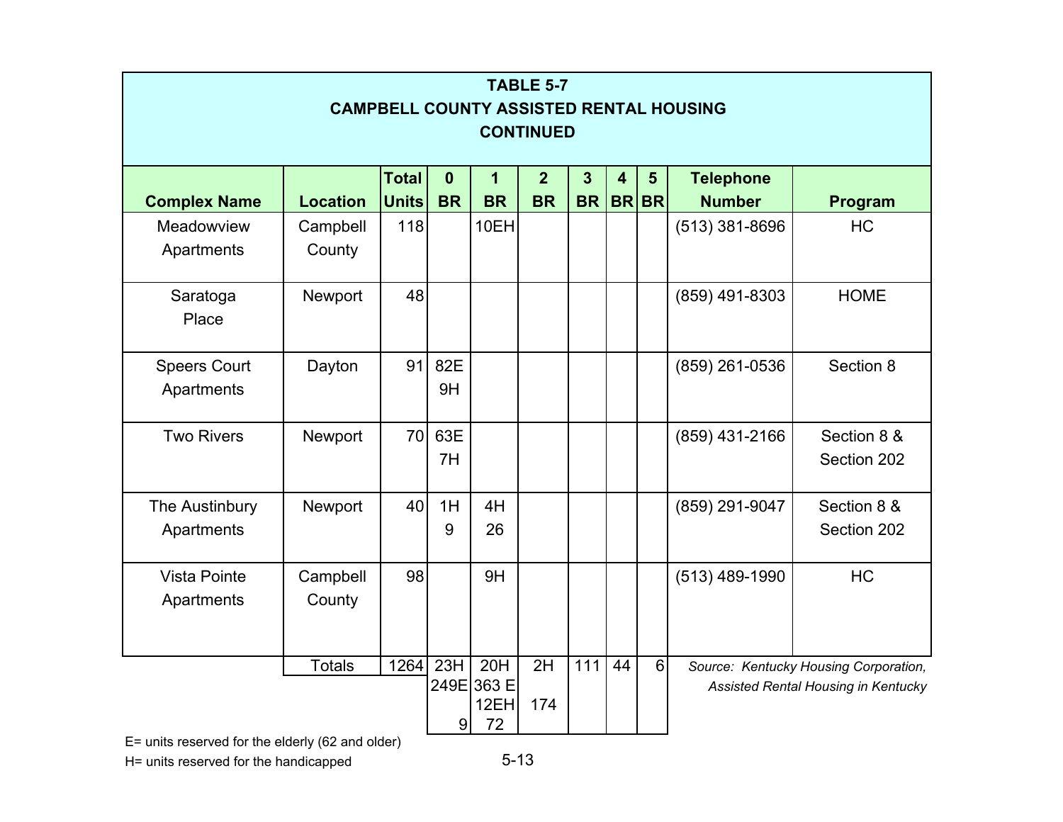**TABLE 5-7**
**CAMPBELL COUNTY ASSISTED RENTAL HOUSING**
**CONTINUED**

| Complex Name | Location | Total Units | 0 BR | 1 BR | 2 BR | 3 BR | 4 BR | 5 BR | Telephone Number | Program |
|---|---|---|---|---|---|---|---|---|---|---|
| Meadowview Apartments | Campbell County | 118 | | 10EH | | | | | (513) 381-8696 | HC |
| Saratoga Place | Newport | 48 | | | | | | | (859) 491-8303 | HOME |
| Speers Court Apartments | Dayton | 91 | 82E 9H | | | | | | (859) 261-0536 | Section 8 |
| Two Rivers | Newport | 70 | 63E 7H | | | | | | (859) 431-2166 | Section 8 & Section 202 |
| The Austinbury Apartments | Newport | 40 | 1H 9 | 4H 26 | | | | | (859) 291-9047 | Section 8 & Section 202 |
| Vista Pointe Apartments | Campbell County | 98 | | 9H | | | | | (513) 489-1990 | HC |
| | Totals | 1264 | 23H 249E 9 | 20H 363 E 12EH 72 | 2H 174 | 111 | 44 | 6 | | |

*Source: Kentucky Housing Corporation, Assisted Rental Housing in Kentucky*

E= units reserved for the elderly (62 and older)

H= units reserved for the handicapped